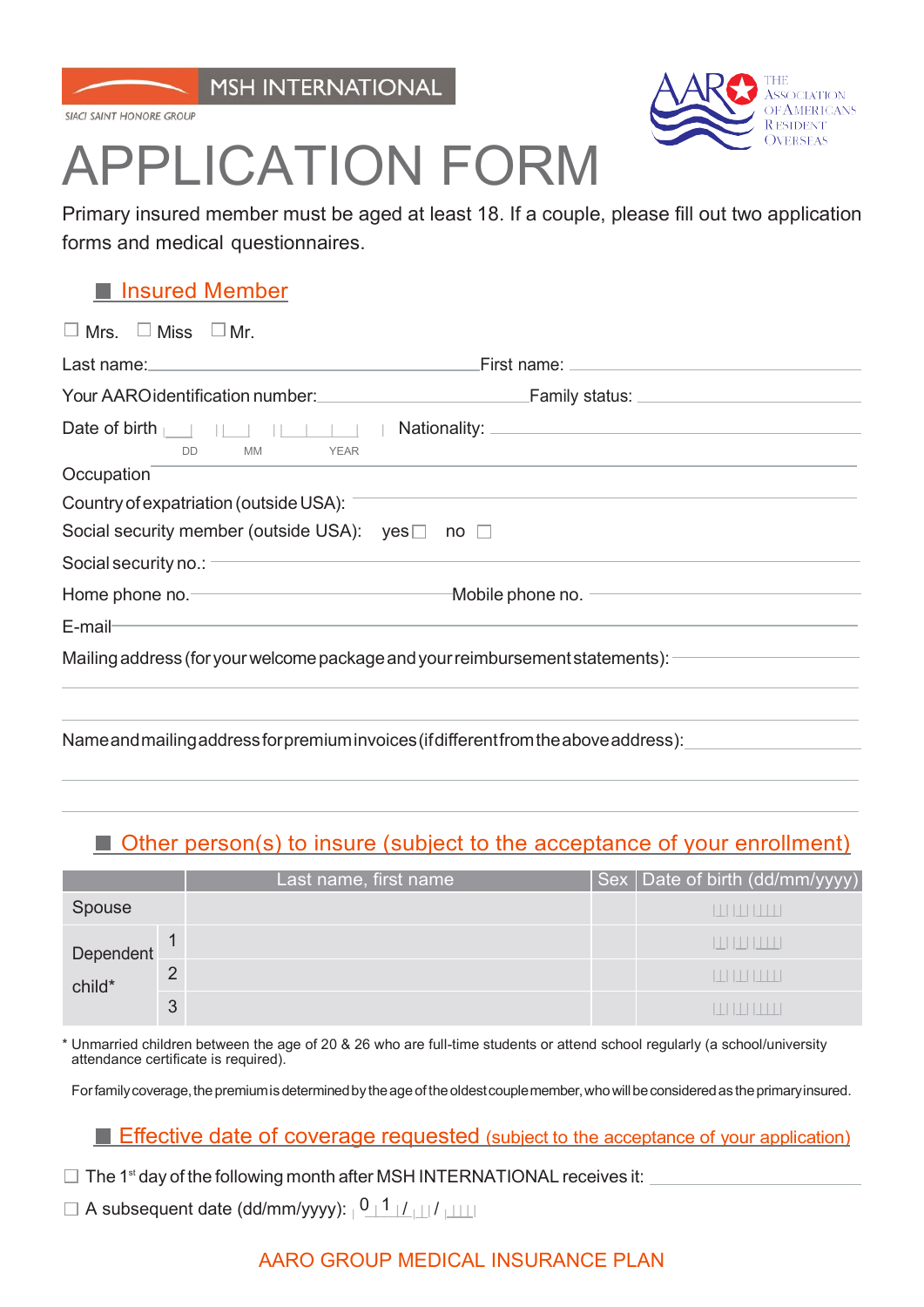MSH INTERNATIONAL

SIACI SAINT HONORE GROUP

THE ASSOCIATION OF AMERICANS RESIDENT OVERSEAS

# APPLICATION FORM

Primary insured member must be aged at least 18. If a couple, please fill out two application forms and medical questionnaires.

## Insured Member

☐ Mrs. ☐ Miss ☐ Mr.

Last name: \_\_\_\_\_\_\_\_\_\_ First name: \_\_\_\_\_\_\_\_\_\_

Your AARO identification number: \_\_\_\_\_\_\_\_\_\_ Family status: \_\_\_\_\_\_\_\_\_\_

Date of birth |\_|\_| |\_|\_| |\_|\_|\_|\_| (DD MM YEAR) Nationality: \_\_\_\_\_\_\_\_\_\_

Occupation \_\_\_\_\_\_\_\_\_\_

Country of expatriation (outside USA): \_\_\_\_\_\_\_\_\_\_

Social security member (outside USA): yes ☐ no ☐

Social security no.: \_\_\_\_\_\_\_\_\_\_

Home phone no. \_\_\_\_\_\_\_\_\_\_ Mobile phone no. \_\_\_\_\_\_\_\_\_\_

E-mail \_\_\_\_\_\_\_\_\_\_

Mailing address (for your welcome package and your reimbursement statements): \_\_\_\_\_\_\_\_\_\_

Name and mailing address for premium invoices (if different from the above address): \_\_\_\_\_\_\_\_\_\_

## Other person(s) to insure (subject to the acceptance of your enrollment)

| | | Last name, first name | Sex | Date of birth (dd/mm/yyyy) |
|---|---|---|---|---|
| Spouse | | | | |\_|\_| |\_|\_| |\_|\_|\_|\_| |
| Dependent child* | 1 | | | |\_|\_| |\_|\_| |\_|\_|\_|\_| |
| | 2 | | | |\_|\_| |\_|\_| |\_|\_|\_|\_| |
| | 3 | | | |\_|\_| |\_|\_| |\_|\_|\_|\_| |

\* Unmarried children between the age of 20 & 26 who are full-time students or attend school regularly (a school/university attendance certificate is required).

For family coverage, the premium is determined by the age of the oldest couple member, who will be considered as the primary insured.

## Effective date of coverage requested (subject to the acceptance of your application)

☐ The 1st day of the following month after MSH INTERNATIONAL receives it: \_\_\_\_\_\_\_\_\_\_

☐ A subsequent date (dd/mm/yyyy): 0 1 / |\_|\_| / |\_|\_|\_|\_|

AARO GROUP MEDICAL INSURANCE PLAN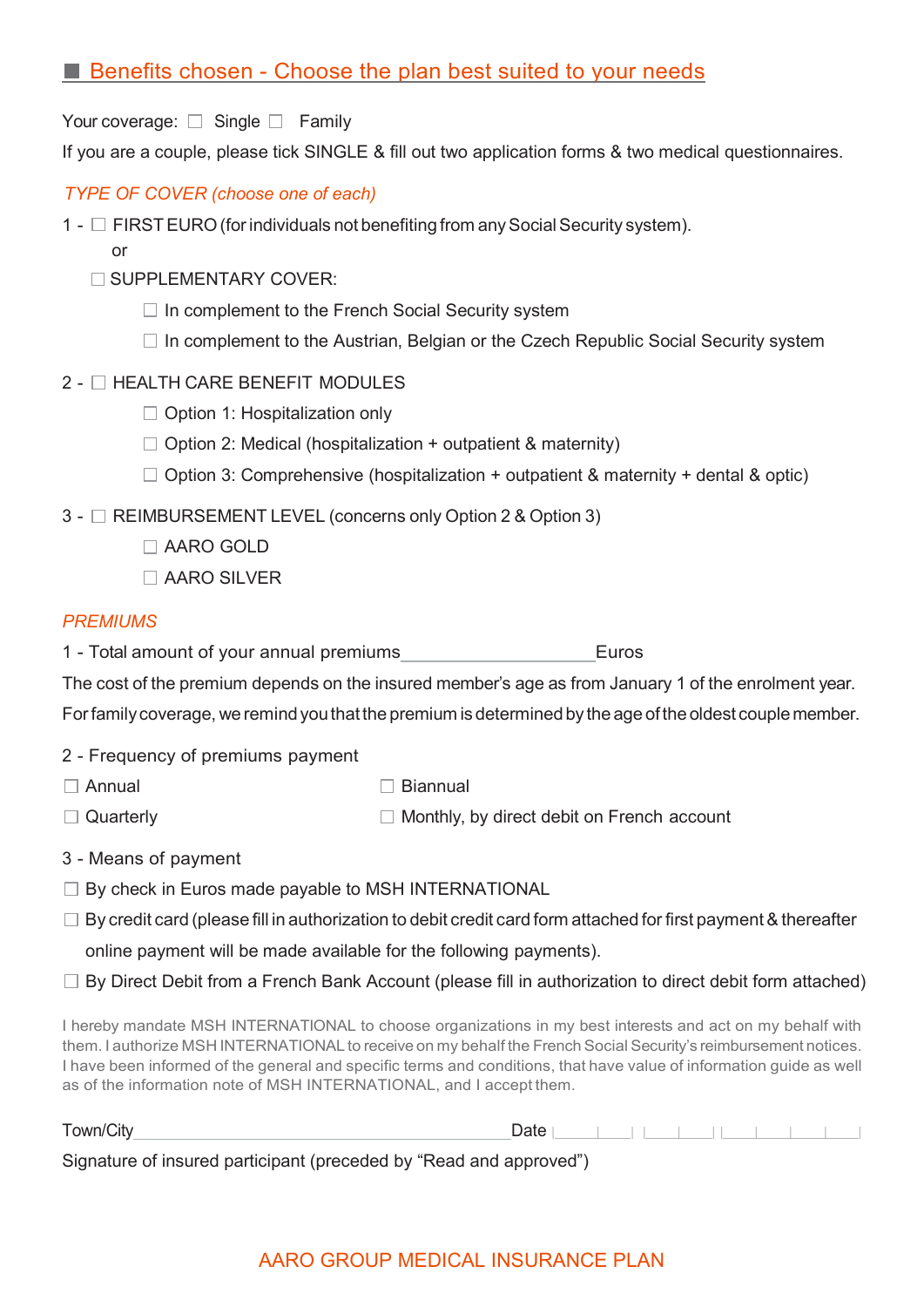## ■ Benefits chosen - Choose the plan best suited to your needs

Your coverage: ☐ Single ☐ Family

If you are a couple, please tick SINGLE & fill out two application forms & two medical questionnaires.

*TYPE OF COVER (choose one of each)*

1 - ☐ FIRST EURO (for individuals not benefiting from any Social Security system).

or

☐ SUPPLEMENTARY COVER:

- ☐ In complement to the French Social Security system
- ☐ In complement to the Austrian, Belgian or the Czech Republic Social Security system

2 - ☐ HEALTH CARE BENEFIT MODULES

- ☐ Option 1: Hospitalization only
- ☐ Option 2: Medical (hospitalization + outpatient & maternity)
- ☐ Option 3: Comprehensive (hospitalization + outpatient & maternity + dental & optic)

3 - ☐ REIMBURSEMENT LEVEL (concerns only Option 2 & Option 3)

- ☐ AARO GOLD
- ☐ AARO SILVER

*PREMIUMS*

1 - Total amount of your annual premiums____________________Euros

The cost of the premium depends on the insured member's age as from January 1 of the enrolment year. For family coverage, we remind you that the premium is determined by the age of the oldest couple member.

2 - Frequency of premiums payment

☐ Annual ☐ Biannual

☐ Quarterly ☐ Monthly, by direct debit on French account

3 - Means of payment

☐ By check in Euros made payable to MSH INTERNATIONAL

☐ By credit card (please fill in authorization to debit credit card form attached for first payment & thereafter online payment will be made available for the following payments).

☐ By Direct Debit from a French Bank Account (please fill in authorization to direct debit form attached)

I hereby mandate MSH INTERNATIONAL to choose organizations in my best interests and act on my behalf with them. I authorize MSH INTERNATIONAL to receive on my behalf the French Social Security's reimbursement notices. I have been informed of the general and specific terms and conditions, that have value of information guide as well as of the information note of MSH INTERNATIONAL, and I accept them.

Town/City____________________________________________ Date |__|__| |__|__| |__|__|__|__|

Signature of insured participant (preceded by "Read and approved")

AARO GROUP MEDICAL INSURANCE PLAN